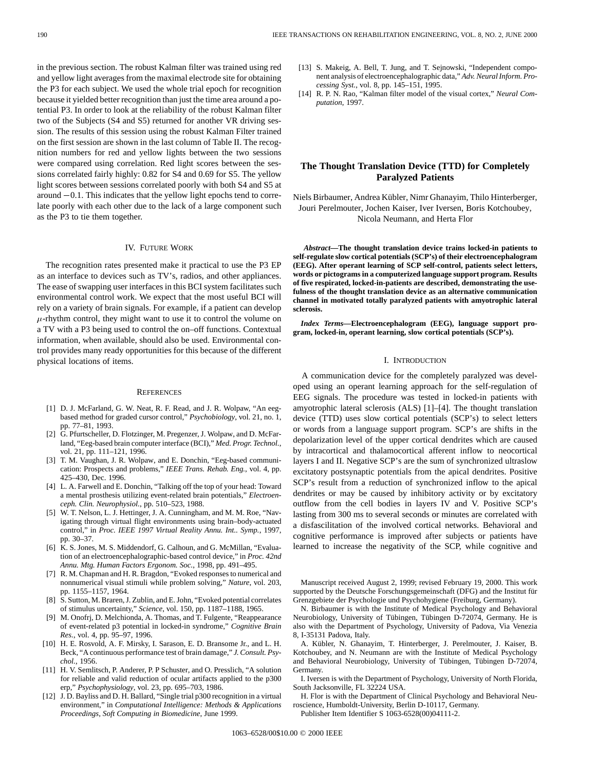in the previous section. The robust Kalman filter was trained using red and yellow light averages from the maximal electrode site for obtaining the P3 for each subject. We used the whole trial epoch for recognition because it yielded better recognition than just the time area around a potential P3. In order to look at the reliability of the robust Kalman filter two of the Subjects (S4 and S5) returned for another VR driving session. The results of this session using the robust Kalman Filter trained on the first session are shown in the last column of Table II. The recognition numbers for red and yellow lights between the two sessions were compared using correlation. Red light scores between the sessions correlated fairly highly: 0.82 for S4 and 0.69 for S5. The yellow light scores between sessions correlated poorly with both S4 and S5 at around −0.1. This indicates that the yellow light epochs tend to correlate poorly with each other due to the lack of a large component such as the P3 to tie them together.

## IV. Future Work

The recognition rates presented make it practical to use the P3 EP as an interface to devices such as TV's, radios, and other appliances. The ease of swapping user interfaces in this BCI system facilitates such environmental control work. We expect that the most useful BCI will rely on a variety of brain signals. For example, if a patient can develop $\mu$-rhythm control, they might want to use it to control the volume on a TV with a P3 being used to control the on–off functions. Contextual information, when available, should also be used. Environmental control provides many ready opportunities for this because of the different physical locations of items.

## References

[1] D. J. McFarland, G. W. Neat, R. F. Read, and J. R. Wolpaw, "An eeg-based method for graded cursor control," *Psychobiology*, vol. 21, no. 1, pp. 77–81, 1993.

[2] G. Pfurtscheller, D. Flotzinger, M. Pregenzer, J. Wolpaw, and D. McFarland, "Eeg-based brain computer interface (BCI)," *Med. Progr. Technol.*, vol. 21, pp. 111–121, 1996.

[3] T. M. Vaughan, J. R. Wolpaw, and E. Donchin, "Eeg-based communication: Prospects and problems," *IEEE Trans. Rehab. Eng.*, vol. 4, pp. 425–430, Dec. 1996.

[4] L. A. Farwell and E. Donchin, "Talking off the top of your head: Toward a mental prosthesis utilizing event-related brain potentials," *Electroenceph. Clin. Neurophysiol.*, pp. 510–523, 1988.

[5] W. T. Nelson, L. J. Hettinger, J. A. Cunningham, and M. M. Roe, "Navigating through virtual flight environments using brain–body-actuated control," in *Proc. IEEE 1997 Virtual Reality Annu. Int.. Symp.*, 1997, pp. 30–37.

[6] K. S. Jones, M. S. Middendorf, G. Calhoun, and G. McMillan, "Evaluation of an electroencephalographic-based control device," in *Proc. 42nd Annu. Mtg. Human Factors Ergonom. Soc.*, 1998, pp. 491–495.

[7] R. M. Chapman and H. R. Bragdon, "Evoked responses to numerical and nonnumerical visual stimuli while problem solving," *Nature*, vol. 203, pp. 1155–1157, 1964.

[8] S. Sutton, M. Braren, J. Zublin, and E. John, "Evoked potential correlates of stimulus uncertainty," *Science*, vol. 150, pp. 1187–1188, 1965.

[9] M. Onofrj, D. Melchionda, A. Thomas, and T. Fulgente, "Reappearance of event-related p3 potential in locked-in syndrome," *Cognitive Brain Res.*, vol. 4, pp. 95–97, 1996.

[10] H. E. Rosvold, A. F. Mirsky, I. Sarason, E. D. Bransome Jr., and L. H. Beck, "A continuous performance test of brain damage," *J. Consult. Psychol.*, 1956.

[11] H. V. Semlitsch, P. Anderer, P. P Schuster, and O. Presslich, "A solution for reliable and valid reduction of ocular artifacts applied to the p300 erp," *Psychophysiology*, vol. 23, pp. 695–703, 1986.

[12] J. D. Bayliss and D. H. Ballard, "Single trial p300 recognition in a virtual environment," in *Computational Intelligence: Methods & Applications Proceedings, Soft Computing in Biomedicine*, June 1999.

[13] S. Makeig, A. Bell, T. Jung, and T. Sejnowski, "Independent component analysis of electroencephalographic data," *Adv. Neural Inform. Processing Syst.*, vol. 8, pp. 145–151, 1995.

[14] R. P. N. Rao, "Kalman filter model of the visual cortex," *Neural Computation*, 1997.

# The Thought Translation Device (TTD) for Completely Paralyzed Patients

Niels Birbaumer, Andrea Kübler, Nimr Ghanayim, Thilo Hinterberger, Jouri Perelmouter, Jochen Kaiser, Iver Iversen, Boris Kotchoubey, Nicola Neumann, and Herta Flor

***Abstract*—The thought translation device trains locked-in patients to self-regulate slow cortical potentials (SCP's) of their electroencephalogram (EEG). After operant learning of SCP self-control, patients select letters, words or pictograms in a computerized language support program. Results of five respirated, locked-in-patients are described, demonstrating the usefulness of the thought translation device as an alternative communication channel in motivated totally paralyzed patients with amyotrophic lateral sclerosis.**

***Index Terms*—Electroencephalogram (EEG), language support program, locked-in, operant learning, slow cortical potentials (SCP's).**

## I. Introduction

A communication device for the completely paralyzed was developed using an operant learning approach for the self-regulation of EEG signals. The procedure was tested in locked-in patients with amyotrophic lateral sclerosis (ALS) [1]–[4]. The thought translation device (TTD) uses slow cortical potentials (SCP's) to select letters or words from a language support program. SCP's are shifts in the depolarization level of the upper cortical dendrites which are caused by intracortical and thalamocortical afferent inflow to neocortical layers I and II. Negative SCP's are the sum of synchronized ultraslow excitatory postsynaptic potentials from the apical dendrites. Positive SCP's result from a reduction of synchronized inflow to the apical dendrites or may be caused by inhibitory activity or by excitatory outflow from the cell bodies in layers IV and V. Positive SCP's lasting from 300 ms to several seconds or minutes are correlated with a disfascilitation of the involved cortical networks. Behavioral and cognitive performance is improved after subjects or patients have learned to increase the negativity of the SCP, while cognitive and

Manuscript received August 2, 1999; revised February 19, 2000. This work supported by the Deutsche Forschungsgemeinschaft (DFG) and the Institut für Grenzgebiete der Psychologie und Psychohygiene (Freiburg, Germany).

N. Birbaumer is with the Institute of Medical Psychology and Behavioral Neurobiology, University of Tübingen, Tübingen D-72074, Germany. He is also with the Department of Psychology, University of Padova, Via Venezia 8, I-35131 Padova, Italy.

A. Kübler, N. Ghanayim, T. Hinterberger, J. Perelmouter, J. Kaiser, B. Kotchoubey, and N. Neumann are with the Institute of Medical Psychology and Behavioral Neurobiology, University of Tübingen, Tübingen D-72074, Germany.

I. Iversen is with the Department of Psychology, University of North Florida, South Jacksonville, FL 32224 USA.

H. Flor is with the Department of Clinical Psychology and Behavioral Neuroscience, Humboldt-University, Berlin D-10117, Germany.

Publisher Item Identifier S 1063-6528(00)04111-2.

1063–6528/00$10.00 © 2000 IEEE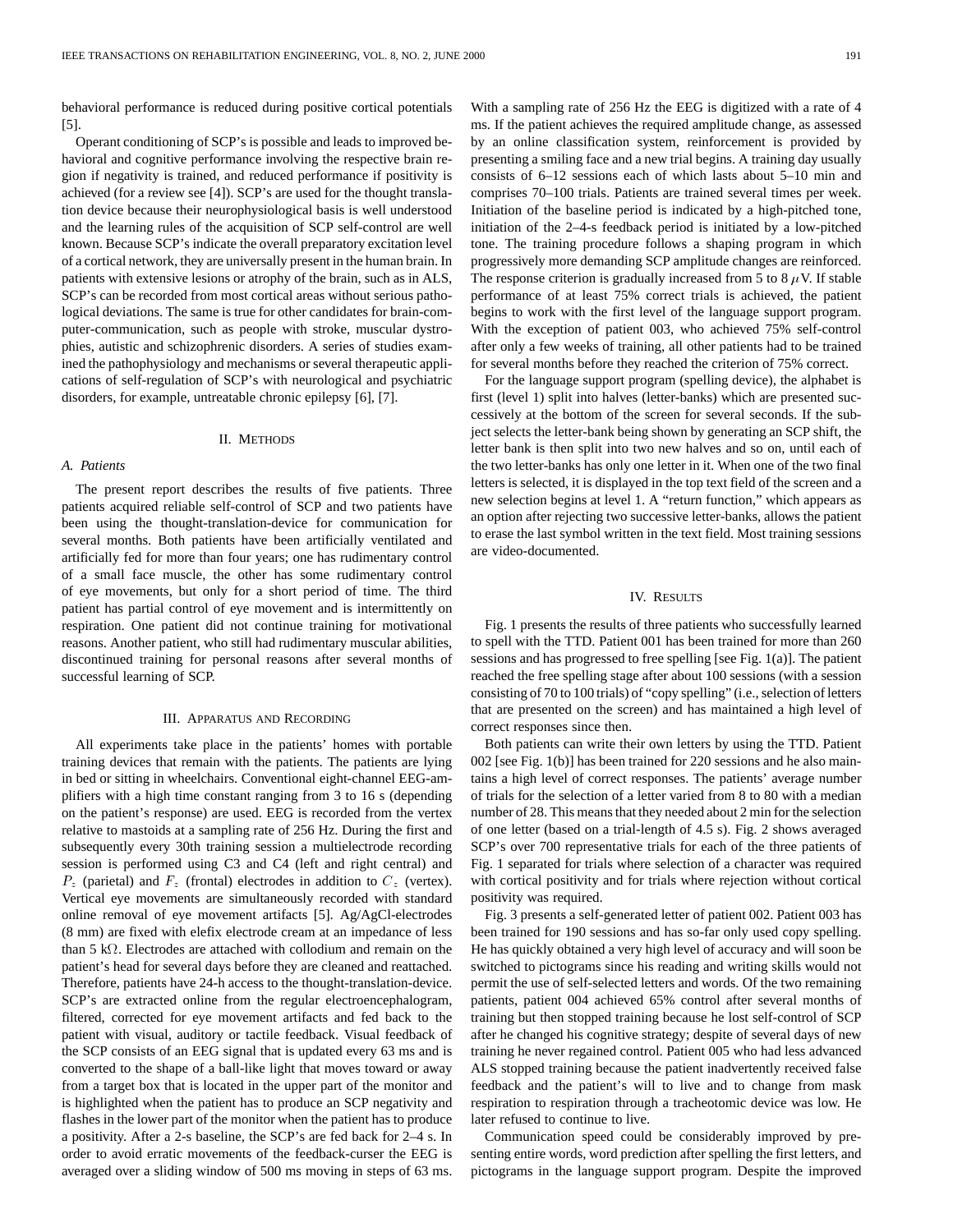behavioral performance is reduced during positive cortical potentials [5].

Operant conditioning of SCP's is possible and leads to improved behavioral and cognitive performance involving the respective brain region if negativity is trained, and reduced performance if positivity is achieved (for a review see [4]). SCP's are used for the thought translation device because their neurophysiological basis is well understood and the learning rules of the acquisition of SCP self-control are well known. Because SCP's indicate the overall preparatory excitation level of a cortical network, they are universally present in the human brain. In patients with extensive lesions or atrophy of the brain, such as in ALS, SCP's can be recorded from most cortical areas without serious pathological deviations. The same is true for other candidates for brain-computer-communication, such as people with stroke, muscular dystrophies, autistic and schizophrenic disorders. A series of studies examined the pathophysiology and mechanisms or several therapeutic applications of self-regulation of SCP's with neurological and psychiatric disorders, for example, untreatable chronic epilepsy [6], [7].

## II. Methods

### A. Patients

The present report describes the results of five patients. Three patients acquired reliable self-control of SCP and two patients have been using the thought-translation-device for communication for several months. Both patients have been artificially ventilated and artificially fed for more than four years; one has rudimentary control of a small face muscle, the other has some rudimentary control of eye movements, but only for a short period of time. The third patient has partial control of eye movement and is intermittently on respiration. One patient did not continue training for motivational reasons. Another patient, who still had rudimentary muscular abilities, discontinued training for personal reasons after several months of successful learning of SCP.

## III. Apparatus and Recording

All experiments take place in the patients' homes with portable training devices that remain with the patients. The patients are lying in bed or sitting in wheelchairs. Conventional eight-channel EEG-amplifiers with a high time constant ranging from 3 to 16 s (depending on the patient's response) are used. EEG is recorded from the vertex relative to mastoids at a sampling rate of 256 Hz. During the first and subsequently every 30th training session a multielectrode recording session is performed using C3 and C4 (left and right central) and $P_z$ (parietal) and $F_z$ (frontal) electrodes in addition to $C_z$ (vertex). Vertical eye movements are simultaneously recorded with standard online removal of eye movement artifacts [5]. Ag/AgCl-electrodes (8 mm) are fixed with elefix electrode cream at an impedance of less than 5 k$\Omega$. Electrodes are attached with collodium and remain on the patient's head for several days before they are cleaned and reattached. Therefore, patients have 24-h access to the thought-translation-device. SCP's are extracted online from the regular electroencephalogram, filtered, corrected for eye movement artifacts and fed back to the patient with visual, auditory or tactile feedback. Visual feedback of the SCP consists of an EEG signal that is updated every 63 ms and is converted to the shape of a ball-like light that moves toward or away from a target box that is located in the upper part of the monitor and is highlighted when the patient has to produce an SCP negativity and flashes in the lower part of the monitor when the patient has to produce a positivity. After a 2-s baseline, the SCP's are fed back for 2–4 s. In order to avoid erratic movements of the feedback-curser the EEG is averaged over a sliding window of 500 ms moving in steps of 63 ms. With a sampling rate of 256 Hz the EEG is digitized with a rate of 4 ms. If the patient achieves the required amplitude change, as assessed by an online classification system, reinforcement is provided by presenting a smiling face and a new trial begins. A training day usually consists of 6–12 sessions each of which lasts about 5–10 min and comprises 70–100 trials. Patients are trained several times per week. Initiation of the baseline period is indicated by a high-pitched tone, initiation of the 2–4-s feedback period is initiated by a low-pitched tone. The training procedure follows a shaping program in which progressively more demanding SCP amplitude changes are reinforced. The response criterion is gradually increased from 5 to 8 $\mu$V. If stable performance of at least 75% correct trials is achieved, the patient begins to work with the first level of the language support program. With the exception of patient 003, who achieved 75% self-control after only a few weeks of training, all other patients had to be trained for several months before they reached the criterion of 75% correct.

For the language support program (spelling device), the alphabet is first (level 1) split into halves (letter-banks) which are presented successively at the bottom of the screen for several seconds. If the subject selects the letter-bank being shown by generating an SCP shift, the letter bank is then split into two new halves and so on, until each of the two letter-banks has only one letter in it. When one of the two final letters is selected, it is displayed in the top text field of the screen and a new selection begins at level 1. A "return function," which appears as an option after rejecting two successive letter-banks, allows the patient to erase the last symbol written in the text field. Most training sessions are video-documented.

## IV. Results

Fig. 1 presents the results of three patients who successfully learned to spell with the TTD. Patient 001 has been trained for more than 260 sessions and has progressed to free spelling [see Fig. 1(a)]. The patient reached the free spelling stage after about 100 sessions (with a session consisting of 70 to 100 trials) of "copy spelling" (i.e., selection of letters that are presented on the screen) and has maintained a high level of correct responses since then.

Both patients can write their own letters by using the TTD. Patient 002 [see Fig. 1(b)] has been trained for 220 sessions and he also maintains a high level of correct responses. The patients' average number of trials for the selection of a letter varied from 8 to 80 with a median number of 28. This means that they needed about 2 min for the selection of one letter (based on a trial-length of 4.5 s). Fig. 2 shows averaged SCP's over 700 representative trials for each of the three patients of Fig. 1 separated for trials where selection of a character was required with cortical positivity and for trials where rejection without cortical positivity was required.

Fig. 3 presents a self-generated letter of patient 002. Patient 003 has been trained for 190 sessions and has so-far only used copy spelling. He has quickly obtained a very high level of accuracy and will soon be switched to pictograms since his reading and writing skills would not permit the use of self-selected letters and words. Of the two remaining patients, patient 004 achieved 65% control after several months of training but then stopped training because he lost self-control of SCP after he changed his cognitive strategy; despite of several days of new training he never regained control. Patient 005 who had less advanced ALS stopped training because the patient inadvertently received false feedback and the patient's will to live and to change from mask respiration to respiration through a tracheotomic device was low. He later refused to continue to live.

Communication speed could be considerably improved by presenting entire words, word prediction after spelling the first letters, and pictograms in the language support program. Despite the improved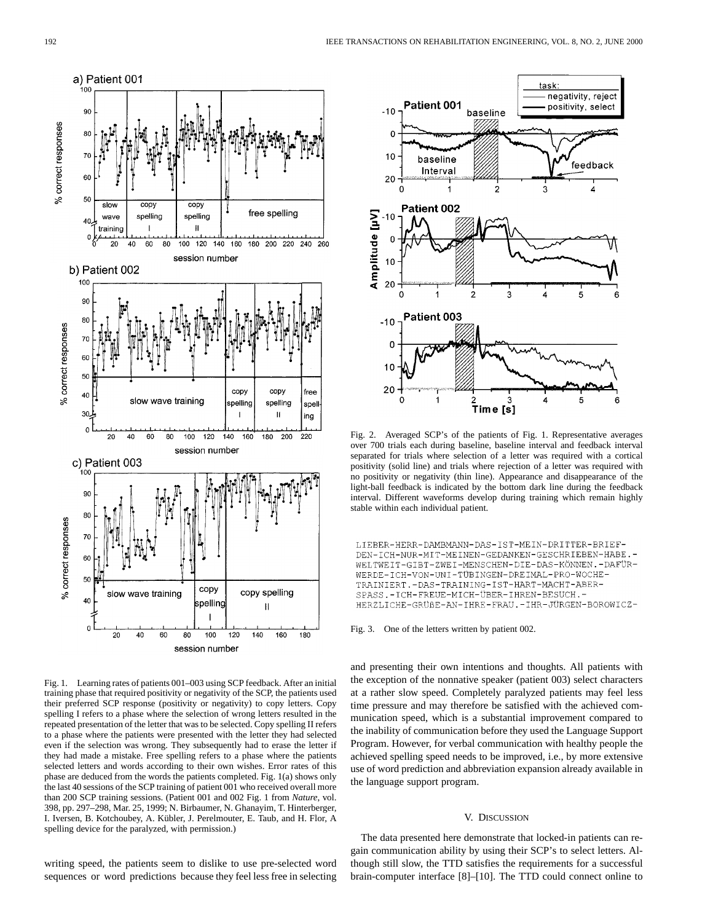Fig. 1. Learning rates of patients 001–003 using SCP feedback. After an initial training phase that required positivity or negativity of the SCP, the patients used their preferred SCP response (positivity or negativity) to copy letters. Copy spelling I refers to a phase where the selection of wrong letters resulted in the repeated presentation of the letter that was to be selected. Copy spelling II refers to a phase where the patients were presented with the letter they had selected even if the selection was wrong. They subsequently had to erase the letter if they had made a mistake. Free spelling refers to a phase where the patients selected letters and words according to their own wishes. Error rates of this phase are deduced from the words the patients completed. Fig. 1(a) shows only the last 40 sessions of the SCP training of patient 001 who received overall more than 200 SCP training sessions. (Patient 001 and 002 Fig. 1 from *Nature*, vol. 398, pp. 297–298, Mar. 25, 1999; N. Birbaumer, N. Ghanayim, T. Hinterberger, I. Iversen, B. Kotchoubey, A. Kübler, J. Perelmouter, E. Taub, and H. Flor, A spelling device for the paralyzed, with permission.)

Fig. 2. Averaged SCP's of the patients of Fig. 1. Representative averages over 700 trials each during baseline, baseline interval and feedback interval separated for trials where selection of a letter was required with a cortical positivity (solid line) and trials where rejection of a letter was required with no positivity or negativity (thin line). Appearance and disappearance of the light-ball feedback is indicated by the bottom dark line during the feedback interval. Different waveforms develop during training which remain highly stable within each individual patient.

```
LIEBER-HERR-DAMBMANN-DAS-IST-MEIN-DRITTER-BRIEF-
DEN-ICH-NUR-MIT-MEINEN-GEDANKEN-GESCHRIEBEN-HABE.-
WELTWEIT-GIBT-ZWEI-MENSCHEN-DIE-DAS-KÖNNEN.-DAFÜR-
WERDE-ICH-VON-UNI-TÜBINGEN-DREIMAL-PRO-WOCHE-
TRAINIERT.-DAS-TRAINING-IST-HART-MACHT-ABER-
SPASS.-ICH-FREUE-MICH-ÜBER-IHREN-BESUCH.-
HERZLICHE-GRÜßE-AN-IHRE-FRAU.-IHR-JÜRGEN-BOROWICZ-
```

Fig. 3. One of the letters written by patient 002.

writing speed, the patients seem to dislike to use pre-selected word sequences or word predictions because they feel less free in selecting and presenting their own intentions and thoughts. All patients with the exception of the nonnative speaker (patient 003) select characters at a rather slow speed. Completely paralyzed patients may feel less time pressure and may therefore be satisfied with the achieved communication speed, which is a substantial improvement compared to the inability of communication before they used the Language Support Program. However, for verbal communication with healthy people the achieved spelling speed needs to be improved, i.e., by more extensive use of word prediction and abbreviation expansion already available in the language support program.

## V. Discussion

The data presented here demonstrate that locked-in patients can regain communication ability by using their SCP's to select letters. Although still slow, the TTD satisfies the requirements for a successful brain-computer interface [8]–[10]. The TTD could connect online to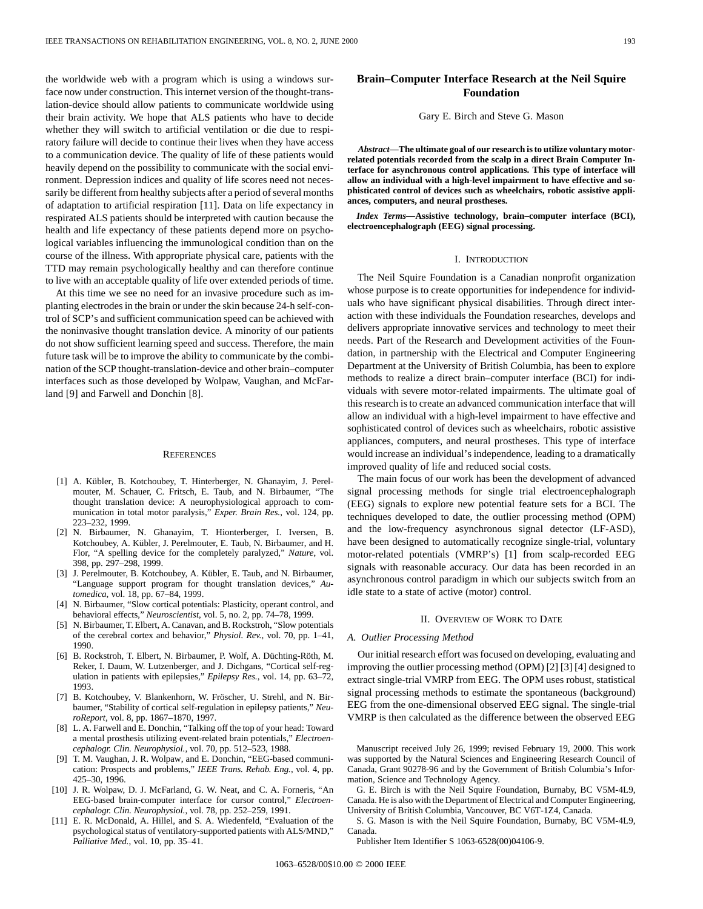the worldwide web with a program which is using a windows surface now under construction. This internet version of the thought-translation-device should allow patients to communicate worldwide using their brain activity. We hope that ALS patients who have to decide whether they will switch to artificial ventilation or die due to respiratory failure will decide to continue their lives when they have access to a communication device. The quality of life of these patients would heavily depend on the possibility to communicate with the social environment. Depression indices and quality of life scores need not necessarily be different from healthy subjects after a period of several months of adaptation to artificial respiration [11]. Data on life expectancy in respirated ALS patients should be interpreted with caution because the health and life expectancy of these patients depend more on psychological variables influencing the immunological condition than on the course of the illness. With appropriate physical care, patients with the TTD may remain psychologically healthy and can therefore continue to live with an acceptable quality of life over extended periods of time.

At this time we see no need for an invasive procedure such as implanting electrodes in the brain or under the skin because 24-h self-control of SCP's and sufficient communication speed can be achieved with the noninvasive thought translation device. A minority of our patients do not show sufficient learning speed and success. Therefore, the main future task will be to improve the ability to communicate by the combination of the SCP thought-translation-device and other brain–computer interfaces such as those developed by Wolpaw, Vaughan, and McFarland [9] and Farwell and Donchin [8].

## References

[1] A. Kübler, B. Kotchoubey, T. Hinterberger, N. Ghanayim, J. Perelmouter, M. Schauer, C. Fritsch, E. Taub, and N. Birbaumer, "The thought translation device: A neurophysiological approach to communication in total motor paralysis," *Exper. Brain Res.*, vol. 124, pp. 223–232, 1999.

[2] N. Birbaumer, N. Ghanayim, T. Hionterberger, I. Iversen, B. Kotchoubey, A. Kübler, J. Perelmouter, E. Taub, N. Birbaumer, and H. Flor, "A spelling device for the completely paralyzed," *Nature*, vol. 398, pp. 297–298, 1999.

[3] J. Perelmouter, B. Kotchoubey, A. Kübler, E. Taub, and N. Birbaumer, "Language support program for thought translation devices," *Automedica*, vol. 18, pp. 67–84, 1999.

[4] N. Birbaumer, "Slow cortical potentials: Plasticity, operant control, and behavioral effects," *Neuroscientist*, vol. 5, no. 2, pp. 74–78, 1999.

[5] N. Birbaumer, T. Elbert, A. Canavan, and B. Rockstroh, "Slow potentials of the cerebral cortex and behavior," *Physiol. Rev.*, vol. 70, pp. 1–41, 1990.

[6] B. Rockstroh, T. Elbert, N. Birbaumer, P. Wolf, A. Düchting-Röth, M. Reker, I. Daum, W. Lutzenberger, and J. Dichgans, "Cortical self-regulation in patients with epilepsies," *Epilepsy Res.*, vol. 14, pp. 63–72, 1993.

[7] B. Kotchoubey, V. Blankenhorn, W. Fröscher, U. Strehl, and N. Birbaumer, "Stability of cortical self-regulation in epilepsy patients," *NeuroReport*, vol. 8, pp. 1867–1870, 1997.

[8] L. A. Farwell and E. Donchin, "Talking off the top of your head: Toward a mental prosthesis utilizing event-related brain potentials," *Electroencephalogr. Clin. Neurophysiol.*, vol. 70, pp. 512–523, 1988.

[9] T. M. Vaughan, J. R. Wolpaw, and E. Donchin, "EEG-based communication: Prospects and problems," *IEEE Trans. Rehab. Eng.*, vol. 4, pp. 425–30, 1996.

[10] J. R. Wolpaw, D. J. McFarland, G. W. Neat, and C. A. Forneris, "An EEG-based brain-computer interface for cursor control," *Electroencephalogr. Clin. Neurophysiol.*, vol. 78, pp. 252–259, 1991.

[11] E. R. McDonald, A. Hillel, and S. A. Wiedenfeld, "Evaluation of the psychological status of ventilatory-supported patients with ALS/MND," *Palliative Med.*, vol. 10, pp. 35–41.

# Brain–Computer Interface Research at the Neil Squire Foundation

Gary E. Birch and Steve G. Mason

***Abstract*—The ultimate goal of our research is to utilize voluntary motor-related potentials recorded from the scalp in a direct Brain Computer Interface for asynchronous control applications. This type of interface will allow an individual with a high-level impairment to have effective and sophisticated control of devices such as wheelchairs, robotic assistive appliances, computers, and neural prostheses.**

***Index Terms*—Assistive technology, brain–computer interface (BCI), electroencephalograph (EEG) signal processing.**

## I. Introduction

The Neil Squire Foundation is a Canadian nonprofit organization whose purpose is to create opportunities for independence for individuals who have significant physical disabilities. Through direct interaction with these individuals the Foundation researches, develops and delivers appropriate innovative services and technology to meet their needs. Part of the Research and Development activities of the Foundation, in partnership with the Electrical and Computer Engineering Department at the University of British Columbia, has been to explore methods to realize a direct brain–computer interface (BCI) for individuals with severe motor-related impairments. The ultimate goal of this research is to create an advanced communication interface that will allow an individual with a high-level impairment to have effective and sophisticated control of devices such as wheelchairs, robotic assistive appliances, computers, and neural prostheses. This type of interface would increase an individual's independence, leading to a dramatically improved quality of life and reduced social costs.

The main focus of our work has been the development of advanced signal processing methods for single trial electroencephalograph (EEG) signals to explore new potential feature sets for a BCI. The techniques developed to date, the outlier processing method (OPM) and the low-frequency asynchronous signal detector (LF-ASD), have been designed to automatically recognize single-trial, voluntary motor-related potentials (VMRP's) [1] from scalp-recorded EEG signals with reasonable accuracy. Our data has been recorded in an asynchronous control paradigm in which our subjects switch from an idle state to a state of active (motor) control.

## II. Overview of Work to Date

### A. Outlier Processing Method

Our initial research effort was focused on developing, evaluating and improving the outlier processing method (OPM) [2] [3] [4] designed to extract single-trial VMRP from EEG. The OPM uses robust, statistical signal processing methods to estimate the spontaneous (background) EEG from the one-dimensional observed EEG signal. The single-trial VMRP is then calculated as the difference between the observed EEG

Manuscript received July 26, 1999; revised February 19, 2000. This work was supported by the Natural Sciences and Engineering Research Council of Canada, Grant 90278-96 and by the Government of British Columbia's Information, Science and Technology Agency.

G. E. Birch is with the Neil Squire Foundation, Burnaby, BC V5M-4L9, Canada. He is also with the Department of Electrical and Computer Engineering, University of British Columbia, Vancouver, BC V6T-1Z4, Canada.

S. G. Mason is with the Neil Squire Foundation, Burnaby, BC V5M-4L9, Canada.

Publisher Item Identifier S 1063-6528(00)04106-9.